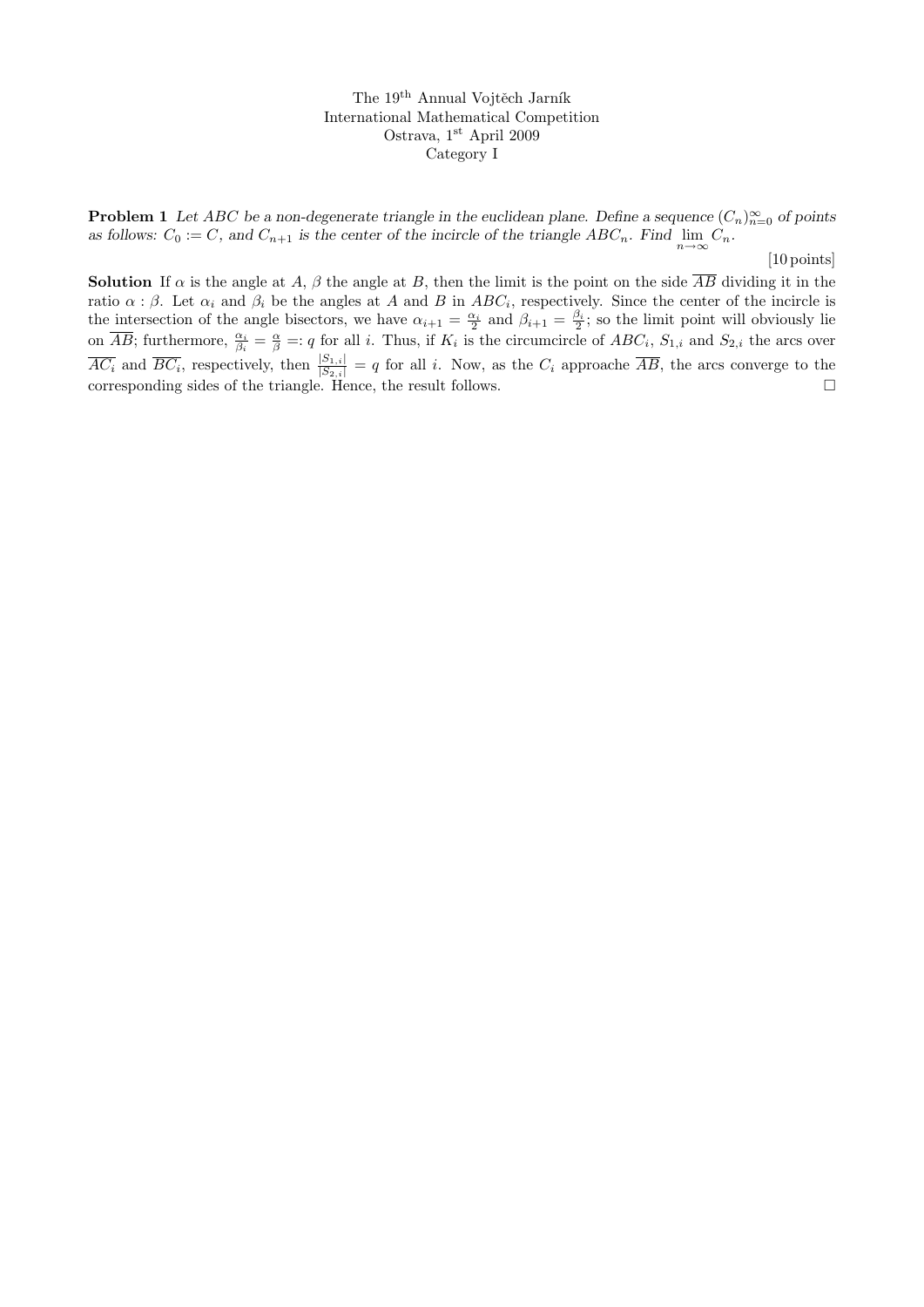The 19[th] Annual Vojtěch Jarník
International Mathematical Competition
Ostrava, 1[st] April 2009
Category I

**Problem 1** *Let $ABC$ be a non-degenerate triangle in the euclidean plane. Define a sequence $(C_n)_{n=0}^{\infty}$ of points as follows: $C_0 := C$, and $C_{n+1}$ is the center of the incircle of the triangle $ABC_n$. Find $\lim\limits_{n\to\infty} C_n$.*

[10 points]

**Solution** If $\alpha$ is the angle at $A$, $\beta$ the angle at $B$, then the limit is the point on the side $\overline{AB}$ dividing it in the ratio $\alpha : \beta$. Let $\alpha_i$ and $\beta_i$ be the angles at $A$ and $B$ in $ABC_i$, respectively. Since the center of the incircle is the intersection of the angle bisectors, we have $\alpha_{i+1} = \frac{\alpha_i}{2}$ and $\beta_{i+1} = \frac{\beta_i}{2}$; so the limit point will obviously lie on $\overline{AB}$; furthermore, $\frac{\alpha_i}{\beta_i} = \frac{\alpha}{\beta} =: q$ for all $i$. Thus, if $K_i$ is the circumcircle of $ABC_i$, $S_{1,i}$ and $S_{2,i}$ the arcs over $\overline{AC_i}$ and $\overline{BC_i}$, respectively, then $\frac{|S_{1,i}|}{|S_{2,i}|} = q$ for all $i$. Now, as the $C_i$ approache $\overline{AB}$, the arcs converge to the corresponding sides of the triangle. Hence, the result follows. □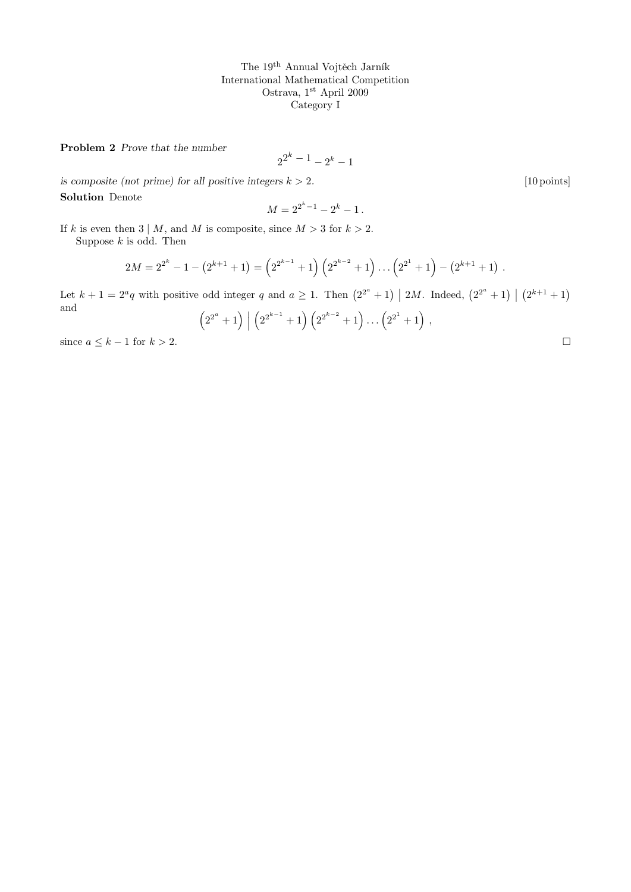The 19[th] Annual Vojtěch Jarník
International Mathematical Competition
Ostrava, 1[st] April 2009
Category I

**Problem 2** *Prove that the number*

$$2^{2^k-1} - 2^k - 1$$

*is composite (not prime) for all positive integers $k > 2$.* [10 points]

**Solution** Denote

$$M = 2^{2^k-1} - 2^k - 1\,.$$

If $k$ is even then $3 \mid M$, and $M$ is composite, since $M > 3$ for $k > 2$.

Suppose $k$ is odd. Then

$$2M = 2^{2^k} - 1 - \left(2^{k+1}+1\right) = \left(2^{2^{k-1}}+1\right)\left(2^{2^{k-2}}+1\right)\dots\left(2^{2^1}+1\right) - \left(2^{k+1}+1\right)\,.$$

Let $k+1 = 2^a q$ with positive odd integer $q$ and $a \geq 1$. Then $\left(2^{2^a}+1\right) \mid 2M$. Indeed, $\left(2^{2^a}+1\right) \mid \left(2^{k+1}+1\right)$ and

$$\left(2^{2^a}+1\right) \,\Big|\, \left(2^{2^{k-1}}+1\right)\left(2^{2^{k-2}}+1\right)\dots\left(2^{2^1}+1\right)\,,$$

since $a \leq k-1$ for $k > 2$. $\square$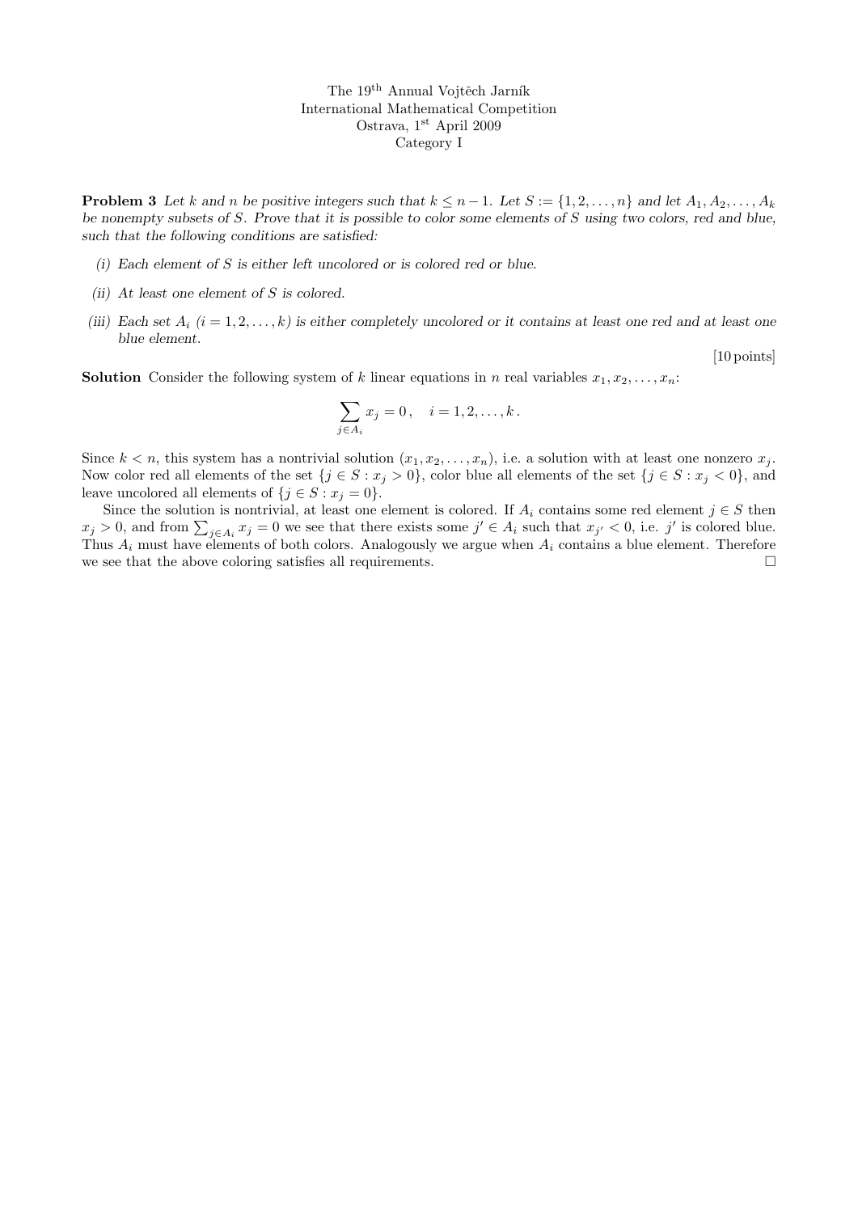The 19[th] Annual Vojtěch Jarník
International Mathematical Competition
Ostrava, 1[st] April 2009
Category I

**Problem 3** *Let $k$ and $n$ be positive integers such that $k \le n-1$. Let $S := \{1, 2, \ldots, n\}$ and let $A_1, A_2, \ldots, A_k$ be nonempty subsets of $S$. Prove that it is possible to color some elements of $S$ using two colors, red and blue, such that the following conditions are satisfied:*

- *(i) Each element of $S$ is either left uncolored or is colored red or blue.*
- *(ii) At least one element of $S$ is colored.*
- *(iii) Each set $A_i$ ($i = 1, 2, \ldots, k$) is either completely uncolored or it contains at least one red and at least one blue element.*

[10 points]

**Solution** Consider the following system of $k$ linear equations in $n$ real variables $x_1, x_2, \ldots, x_n$:

$$\sum_{j \in A_i} x_j = 0 \,, \quad i = 1, 2, \ldots, k \,.$$

Since $k < n$, this system has a nontrivial solution $(x_1, x_2, \ldots, x_n)$, i.e. a solution with at least one nonzero $x_j$. Now color red all elements of the set $\{j \in S : x_j > 0\}$, color blue all elements of the set $\{j \in S : x_j < 0\}$, and leave uncolored all elements of $\{j \in S : x_j = 0\}$.

Since the solution is nontrivial, at least one element is colored. If $A_i$ contains some red element $j \in S$ then $x_j > 0$, and from $\sum_{j \in A_i} x_j = 0$ we see that there exists some $j' \in A_i$ such that $x_{j'} < 0$, i.e. $j'$ is colored blue. Thus $A_i$ must have elements of both colors. Analogously we argue when $A_i$ contains a blue element. Therefore we see that the above coloring satisfies all requirements. $\square$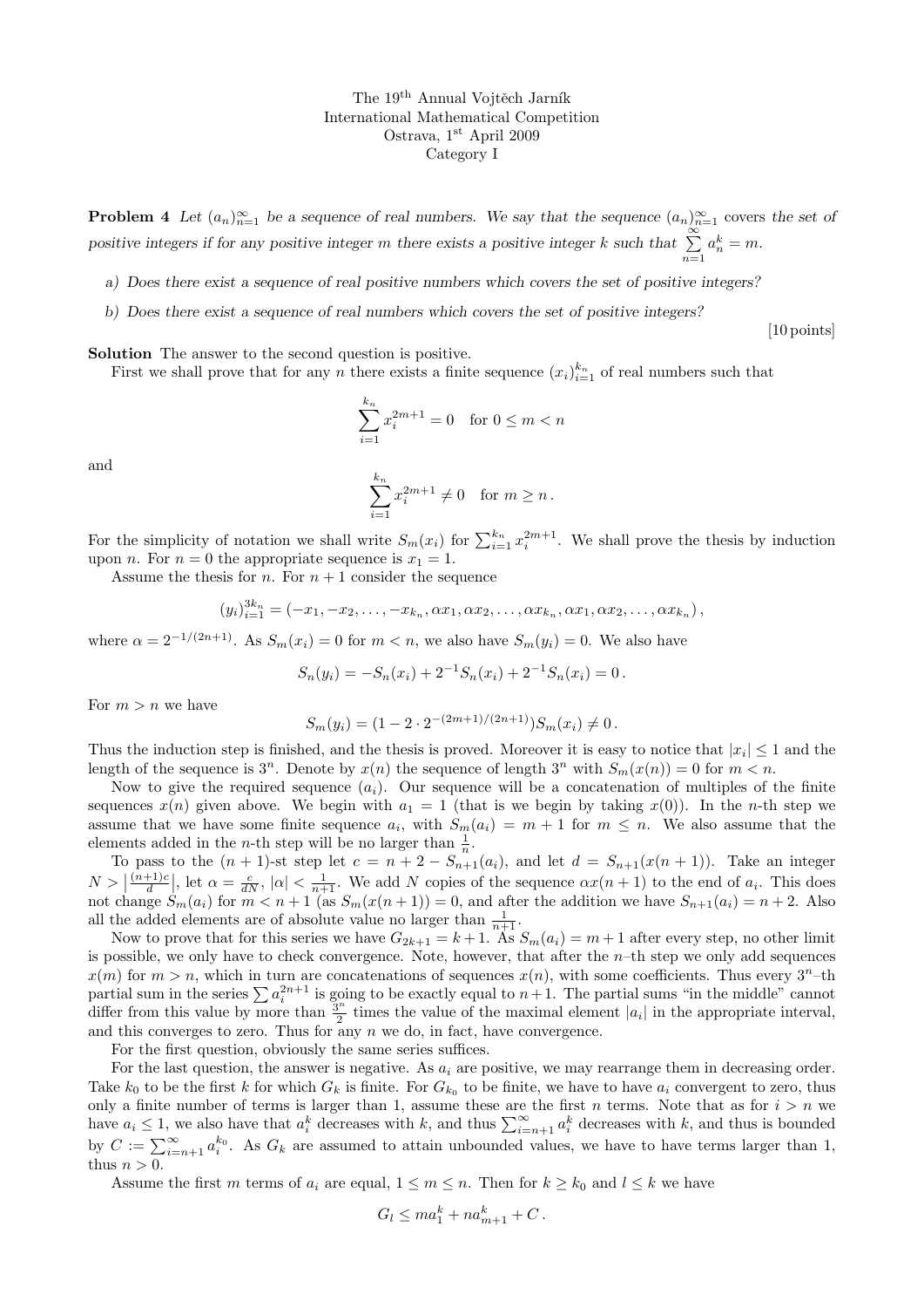The 19[th] Annual Vojtěch Jarník
International Mathematical Competition
Ostrava, 1[st] April 2009
Category I

**Problem 4** *Let $(a_n)_{n=1}^{\infty}$ be a sequence of real numbers. We say that the sequence $(a_n)_{n=1}^{\infty}$ covers the set of positive integers if for any positive integer $m$ there exists a positive integer $k$ such that $\sum_{n=1}^{\infty} a_n^k = m$.*

*a) Does there exist a sequence of real positive numbers which covers the set of positive integers?*

*b) Does there exist a sequence of real numbers which covers the set of positive integers?*

[10 points]

**Solution** The answer to the second question is positive.

First we shall prove that for any $n$ there exists a finite sequence $(x_i)_{i=1}^{k_n}$ of real numbers such that

$$\sum_{i=1}^{k_n} x_i^{2m+1} = 0 \quad \text{for } 0 \leq m < n$$

and

$$\sum_{i=1}^{k_n} x_i^{2m+1} \neq 0 \quad \text{for } m \geq n\,.$$

For the simplicity of notation we shall write $S_m(x_i)$ for $\sum_{i=1}^{k_n} x_i^{2m+1}$. We shall prove the thesis by induction upon $n$. For $n = 0$ the appropriate sequence is $x_1 = 1$.

Assume the thesis for $n$. For $n+1$ consider the sequence

$$(y_i)_{i=1}^{3k_n} = (-x_1, -x_2, \ldots, -x_{k_n}, \alpha x_1, \alpha x_2, \ldots, \alpha x_{k_n}, \alpha x_1, \alpha x_2, \ldots, \alpha x_{k_n})\,,$$

where $\alpha = 2^{-1/(2n+1)}$. As $S_m(x_i) = 0$ for $m < n$, we also have $S_m(y_i) = 0$. We also have

$$S_n(y_i) = -S_n(x_i) + 2^{-1}S_n(x_i) + 2^{-1}S_n(x_i) = 0\,.$$

For $m > n$ we have

$$S_m(y_i) = (1 - 2 \cdot 2^{-(2m+1)/(2n+1)})S_m(x_i) \neq 0\,.$$

Thus the induction step is finished, and the thesis is proved. Moreover it is easy to notice that $|x_i| \leq 1$ and the length of the sequence is $3^n$. Denote by $x(n)$ the sequence of length $3^n$ with $S_m(x(n)) = 0$ for $m < n$.

Now to give the required sequence $(a_i)$. Our sequence will be a concatenation of multiples of the finite sequences $x(n)$ given above. We begin with $a_1 = 1$ (that is we begin by taking $x(0)$). In the $n$-th step we assume that we have some finite sequence $a_i$, with $S_m(a_i) = m + 1$ for $m \leq n$. We also assume that the elements added in the $n$-th step will be no larger than $\frac{1}{n}$.

To pass to the $(n+1)$-st step let $c = n + 2 - S_{n+1}(a_i)$, and let $d = S_{n+1}(x(n+1))$. Take an integer $N > \left|\frac{(n+1)c}{d}\right|$, let $\alpha = \frac{c}{dN}$, $|\alpha| < \frac{1}{n+1}$. We add $N$ copies of the sequence $\alpha x(n+1)$ to the end of $a_i$. This does not change $S_m(a_i)$ for $m < n+1$ (as $S_m(x(n+1)) = 0$, and after the addition we have $S_{n+1}(a_i) = n+2$. Also all the added elements are of absolute value no larger than $\frac{1}{n+1}$.

Now to prove that for this series we have $G_{2k+1} = k+1$. As $S_m(a_i) = m+1$ after every step, no other limit is possible, we only have to check convergence. Note, however, that after the $n$–th step we only add sequences $x(m)$ for $m > n$, which in turn are concatenations of sequences $x(n)$, with some coefficients. Thus every $3^n$–th partial sum in the series $\sum a_i^{2n+1}$ is going to be exactly equal to $n+1$. The partial sums "in the middle" cannot differ from this value by more than $\frac{3^n}{2}$ times the value of the maximal element $|a_i|$ in the appropriate interval, and this converges to zero. Thus for any $n$ we do, in fact, have convergence.

For the first question, obviously the same series suffices.

For the last question, the answer is negative. As $a_i$ are positive, we may rearrange them in decreasing order. Take $k_0$ to be the first $k$ for which $G_k$ is finite. For $G_{k_0}$ to be finite, we have to have $a_i$ convergent to zero, thus only a finite number of terms is larger than 1, assume these are the first $n$ terms. Note that as for $i > n$ we have $a_i \leq 1$, we also have that $a_i^k$ decreases with $k$, and thus $\sum_{i=n+1}^{\infty} a_i^k$ decreases with $k$, and thus is bounded by $C := \sum_{i=n+1}^{\infty} a_i^{k_0}$. As $G_k$ are assumed to attain unbounded values, we have to have terms larger than 1, thus $n > 0$.

Assume the first $m$ terms of $a_i$ are equal, $1 \leq m \leq n$. Then for $k \geq k_0$ and $l \leq k$ we have

$$G_l \leq m a_1^k + n a_{m+1}^k + C\,.$$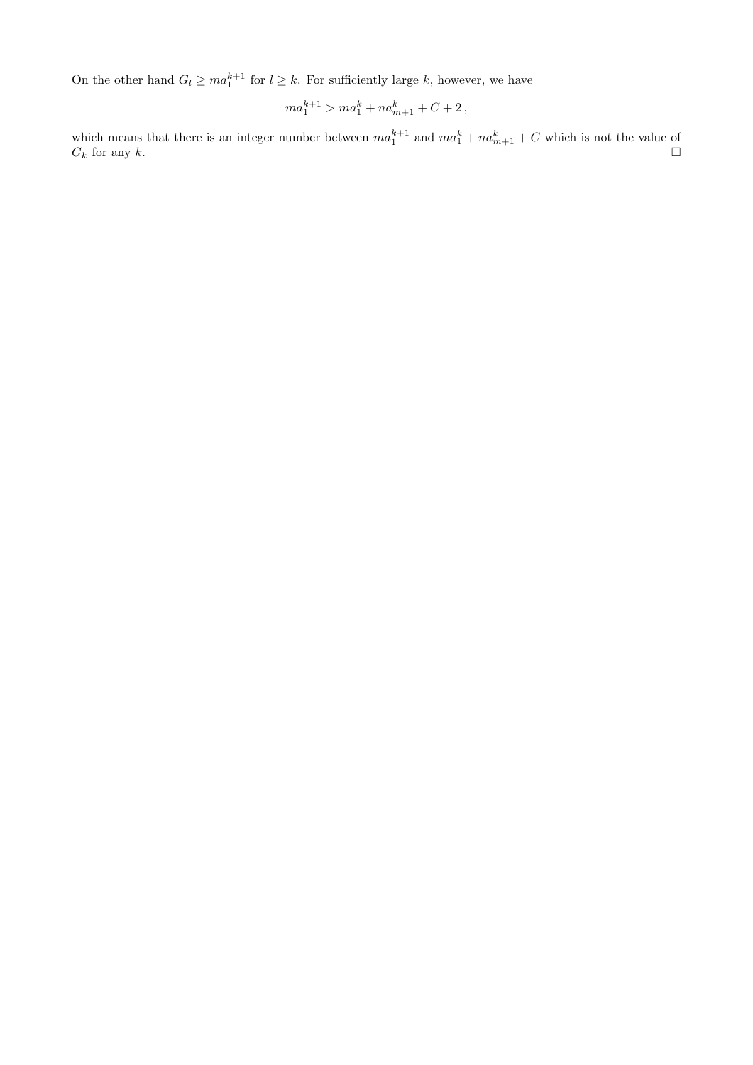On the other hand $G_l \geq ma_1^{k+1}$ for $l \geq k$. For sufficiently large $k$, however, we have

$$ma_1^{k+1} > ma_1^k + na_{m+1}^k + C + 2\,,$$

which means that there is an integer number between $ma_1^{k+1}$ and $ma_1^k + na_{m+1}^k + C$ which is not the value of $G_k$ for any $k$. □